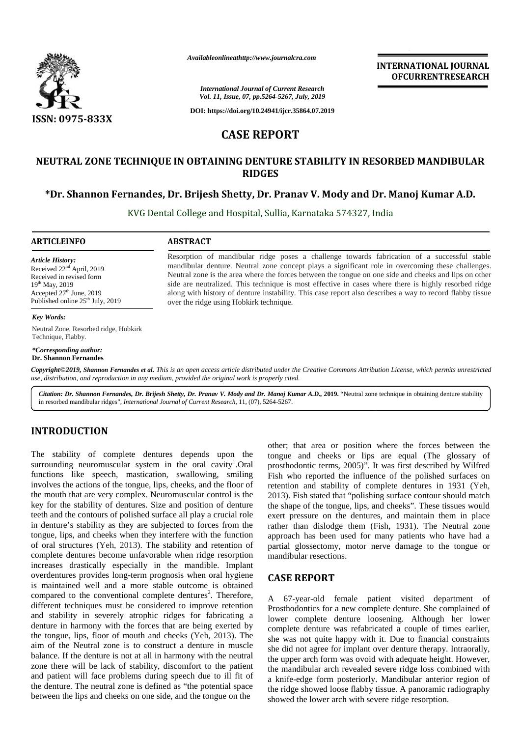Availableonlineathttp://www.journalcra.com

*International Journal of Current Research*
*Vol. 11, Issue, 07, pp.5264-5267, July, 2019*

DOI: https://doi.org/10.24941/ijcr.35864.07.2019

**INTERNATIONAL JOURNAL OFCURRENTRESEARCH**

ISSN: 0975-833X

## CASE REPORT

# NEUTRAL ZONE TECHNIQUE IN OBTAINING DENTURE STABILITY IN RESORBED MANDIBULAR RIDGES

**\*Dr. Shannon Fernandes, Dr. Brijesh Shetty, Dr. Pranav V. Mody and Dr. Manoj Kumar A.D.**

KVG Dental College and Hospital, Sullia, Karnataka 574327, India

**ARTICLEINFO**

*Article History:*
Received 22nd April, 2019
Received in revised form
19th May, 2019
Accepted 27th June, 2019
Published online 25th July, 2019

*Key Words:*
Neutral Zone, Resorbed ridge, Hobkirk Technique, Flabby.

*\*Corresponding author:*
**Dr. Shannon Fernandes**

**ABSTRACT**

Resorption of mandibular ridge poses a challenge towards fabrication of a successful stable mandibular denture. Neutral zone concept plays a significant role in overcoming these challenges. Neutral zone is the area where the forces between the tongue on one side and cheeks and lips on other side are neutralized. This technique is most effective in cases where there is highly resorbed ridge along with history of denture instability. This case report also describes a way to record flabby tissue over the ridge using Hobkirk technique.

***Copyright©2019, Shannon Fernandes et al.*** *This is an open access article distributed under the Creative Commons Attribution License, which permits unrestricted use, distribution, and reproduction in any medium, provided the original work is properly cited.*

***Citation: Dr. Shannon Fernandes, Dr. Brijesh Shetty, Dr. Pranav V. Mody and Dr. Manoj Kumar A.D., 2019.*** "Neutral zone technique in obtaining denture stability in resorbed mandibular ridges", *International Journal of Current Research*, 11, (07), 5264-5267.

## INTRODUCTION

The stability of complete dentures depends upon the surrounding neuromuscular system in the oral cavity[1].Oral functions like speech, mastication, swallowing, smiling involves the actions of the tongue, lips, cheeks, and the floor of the mouth that are very complex. Neuromuscular control is the key for the stability of dentures. Size and position of denture teeth and the contours of polished surface all play a crucial role in denture's stability as they are subjected to forces from the tongue, lips, and cheeks when they interfere with the function of oral structures (Yeh, 2013). The stability and retention of complete dentures become unfavorable when ridge resorption increases drastically especially in the mandible. Implant overdentures provides long-term prognosis when oral hygiene is maintained well and a more stable outcome is obtained compared to the conventional complete dentures[2]. Therefore, different techniques must be considered to improve retention and stability in severely atrophic ridges for fabricating a denture in harmony with the forces that are being exerted by the tongue, lips, floor of mouth and cheeks (Yeh, 2013). The aim of the Neutral zone is to construct a denture in muscle balance. If the denture is not at all in harmony with the neutral zone there will be lack of stability, discomfort to the patient and patient will face problems during speech due to ill fit of the denture. The neutral zone is defined as "the potential space between the lips and cheeks on one side, and the tongue on the other; that area or position where the forces between the tongue and cheeks or lips are equal (The glossary of prosthodontic terms, 2005)". It was first described by Wilfred Fish who reported the influence of the polished surfaces on retention and stability of complete dentures in 1931 (Yeh, 2013). Fish stated that "polishing surface contour should match the shape of the tongue, lips, and cheeks". These tissues would exert pressure on the dentures, and maintain them in place rather than dislodge them (Fish, 1931). The Neutral zone approach has been used for many patients who have had a partial glossectomy, motor nerve damage to the tongue or mandibular resections.

## CASE REPORT

A 67-year-old female patient visited department of Prosthodontics for a new complete denture. She complained of lower complete denture loosening. Although her lower complete denture was refabricated a couple of times earlier, she was not quite happy with it. Due to financial constraints she did not agree for implant over denture therapy. Intraorally, the upper arch form was ovoid with adequate height. However, the mandibular arch revealed severe ridge loss combined with a knife-edge form posteriorly. Mandibular anterior region of the ridge showed loose flabby tissue. A panoramic radiography showed the lower arch with severe ridge resorption.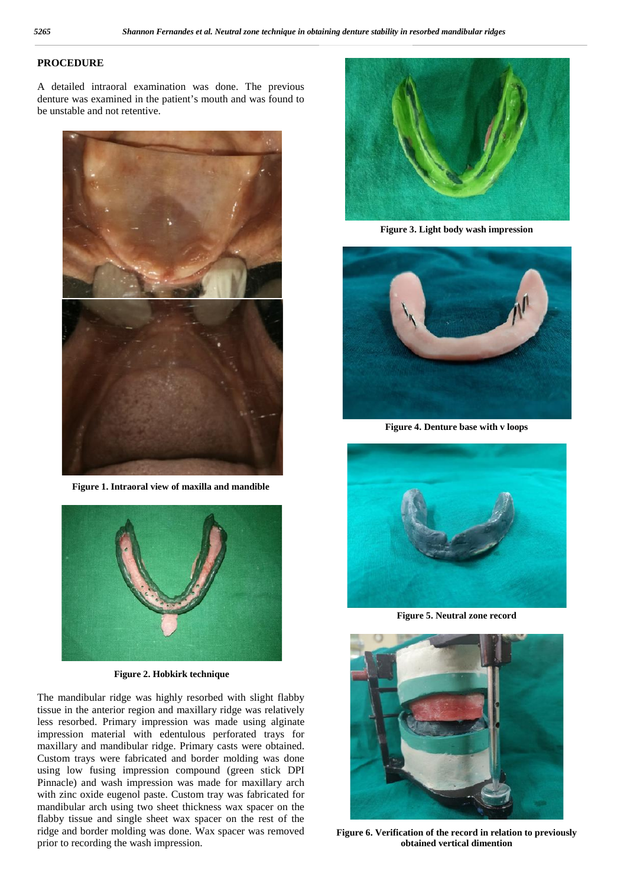## PROCEDURE

A detailed intraoral examination was done. The previous denture was examined in the patient's mouth and was found to be unstable and not retentive.

**Figure 1. Intraoral view of maxilla and mandible**

**Figure 2. Hobkirk technique**

The mandibular ridge was highly resorbed with slight flabby tissue in the anterior region and maxillary ridge was relatively less resorbed. Primary impression was made using alginate impression material with edentulous perforated trays for maxillary and mandibular ridge. Primary casts were obtained. Custom trays were fabricated and border molding was done using low fusing impression compound (green stick DPI Pinnacle) and wash impression was made for maxillary arch with zinc oxide eugenol paste. Custom tray was fabricated for mandibular arch using two sheet thickness wax spacer on the flabby tissue and single sheet wax spacer on the rest of the ridge and border molding was done. Wax spacer was removed prior to recording the wash impression.

**Figure 3. Light body wash impression**

**Figure 4. Denture base with v loops**

**Figure 5. Neutral zone record**

**Figure 6. Verification of the record in relation to previously obtained vertical dimention**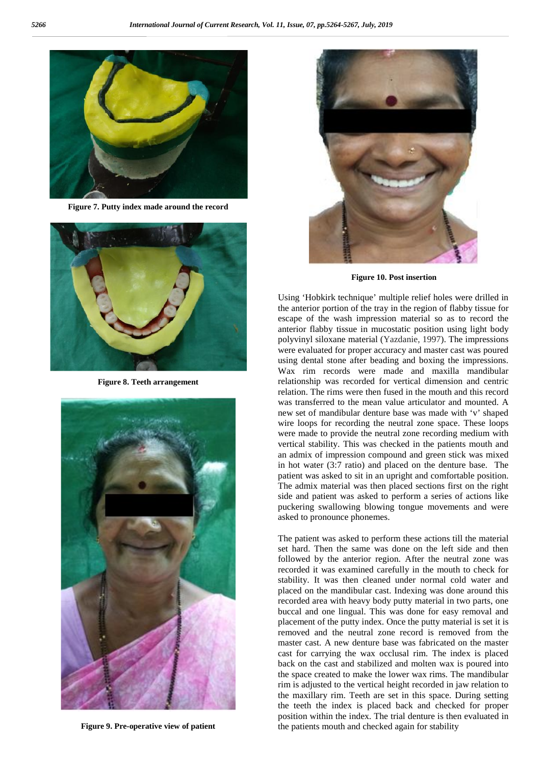Figure 7. Putty index made around the record

Figure 8. Teeth arrangement

Figure 9. Pre-operative view of patient

Figure 10. Post insertion

Using 'Hobkirk technique' multiple relief holes were drilled in the anterior portion of the tray in the region of flabby tissue for escape of the wash impression material so as to record the anterior flabby tissue in mucostatic position using light body polyvinyl siloxane material (Yazdanie, 1997). The impressions were evaluated for proper accuracy and master cast was poured using dental stone after beading and boxing the impressions. Wax rim records were made and maxilla mandibular relationship was recorded for vertical dimension and centric relation. The rims were then fused in the mouth and this record was transferred to the mean value articulator and mounted. A new set of mandibular denture base was made with 'v' shaped wire loops for recording the neutral zone space. These loops were made to provide the neutral zone recording medium with vertical stability. This was checked in the patients mouth and an admix of impression compound and green stick was mixed in hot water (3:7 ratio) and placed on the denture base. The patient was asked to sit in an upright and comfortable position. The admix material was then placed sections first on the right side and patient was asked to perform a series of actions like puckering swallowing blowing tongue movements and were asked to pronounce phonemes.

The patient was asked to perform these actions till the material set hard. Then the same was done on the left side and then followed by the anterior region. After the neutral zone was recorded it was examined carefully in the mouth to check for stability. It was then cleaned under normal cold water and placed on the mandibular cast. Indexing was done around this recorded area with heavy body putty material in two parts, one buccal and one lingual. This was done for easy removal and placement of the putty index. Once the putty material is set it is removed and the neutral zone record is removed from the master cast. A new denture base was fabricated on the master cast for carrying the wax occlusal rim. The index is placed back on the cast and stabilized and molten wax is poured into the space created to make the lower wax rims. The mandibular rim is adjusted to the vertical height recorded in jaw relation to the maxillary rim. Teeth are set in this space. During setting the teeth the index is placed back and checked for proper position within the index. The trial denture is then evaluated in the patients mouth and checked again for stability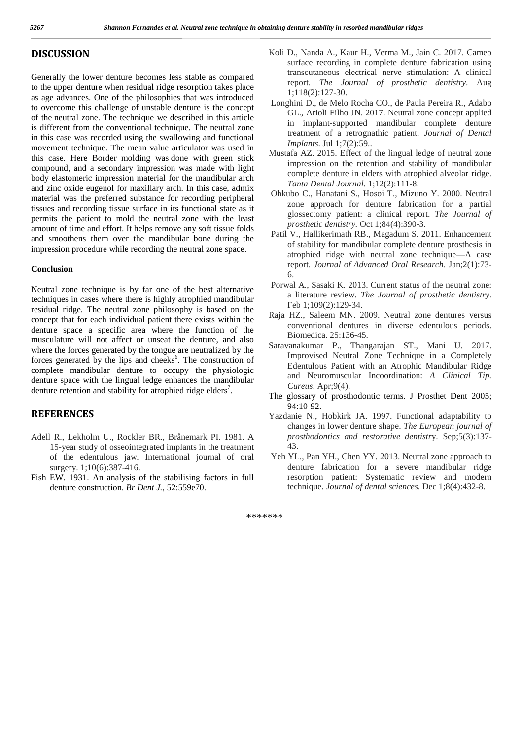## DISCUSSION

Generally the lower denture becomes less stable as compared to the upper denture when residual ridge resorption takes place as age advances. One of the philosophies that was introduced to overcome this challenge of unstable denture is the concept of the neutral zone. The technique we described in this article is different from the conventional technique. The neutral zone in this case was recorded using the swallowing and functional movement technique. The mean value articulator was used in this case. Here Border molding was done with green stick compound, and a secondary impression was made with light body elastomeric impression material for the mandibular arch and zinc oxide eugenol for maxillary arch. In this case, admix material was the preferred substance for recording peripheral tissues and recording tissue surface in its functional state as it permits the patient to mold the neutral zone with the least amount of time and effort. It helps remove any soft tissue folds and smoothens them over the mandibular bone during the impression procedure while recording the neutral zone space.

### Conclusion

Neutral zone technique is by far one of the best alternative techniques in cases where there is highly atrophied mandibular residual ridge. The neutral zone philosophy is based on the concept that for each individual patient there exists within the denture space a specific area where the function of the musculature will not affect or unseat the denture, and also where the forces generated by the tongue are neutralized by the forces generated by the lips and cheeks[6]. The construction of complete mandibular denture to occupy the physiologic denture space with the lingual ledge enhances the mandibular denture retention and stability for atrophied ridge elders[7].

## REFERENCES

Adell R., Lekholm U., Rockler BR., Brånemark PI. 1981. A 15-year study of osseointegrated implants in the treatment of the edentulous jaw. International journal of oral surgery. 1;10(6):387-416.

Fish EW. 1931. An analysis of the stabilising factors in full denture construction. *Br Dent J.,* 52:559e70.

Koli D., Nanda A., Kaur H., Verma M., Jain C. 2017. Cameo surface recording in complete denture fabrication using transcutaneous electrical nerve stimulation: A clinical report. *The Journal of prosthetic dentistry*. Aug 1;118(2):127-30.

Longhini D., de Melo Rocha CO., de Paula Pereira R., Adabo GL., Arioli Filho JN. 2017. Neutral zone concept applied in implant-supported mandibular complete denture treatment of a retrognathic patient. *Journal of Dental Implants*. Jul 1;7(2):59..

Mustafa AZ. 2015. Effect of the lingual ledge of neutral zone impression on the retention and stability of mandibular complete denture in elders with atrophied alveolar ridge. *Tanta Dental Journal.* 1;12(2):111-8.

Ohkubo C., Hanatani S., Hosoi T., Mizuno Y. 2000. Neutral zone approach for denture fabrication for a partial glossectomy patient: a clinical report. *The Journal of prosthetic dentistry.* Oct 1;84(4):390-3.

Patil V., Hallikerimath RB., Magadum S. 2011. Enhancement of stability for mandibular complete denture prosthesis in atrophied ridge with neutral zone technique—A case report. *Journal of Advanced Oral Research*. Jan;2(1):73-6.

Porwal A., Sasaki K. 2013. Current status of the neutral zone: a literature review. *The Journal of prosthetic dentistry*. Feb 1;109(2):129-34.

Raja HZ., Saleem MN. 2009. Neutral zone dentures versus conventional dentures in diverse edentulous periods. Biomedica. 25:136-45.

Saravanakumar P., Thangarajan ST., Mani U. 2017. Improvised Neutral Zone Technique in a Completely Edentulous Patient with an Atrophic Mandibular Ridge and Neuromuscular Incoordination: *A Clinical Tip*. *Cureus*. Apr;9(4).

The glossary of prosthodontic terms. J Prosthet Dent 2005; 94:10-92.

Yazdanie N., Hobkirk JA. 1997. Functional adaptability to changes in lower denture shape. *The European journal of prosthodontics and restorative dentistr*y. Sep;5(3):137-43.

Yeh YL., Pan YH., Chen YY. 2013. Neutral zone approach to denture fabrication for a severe mandibular ridge resorption patient: Systematic review and modern technique. *Journal of dental sciences*. Dec 1;8(4):432-8.

*******